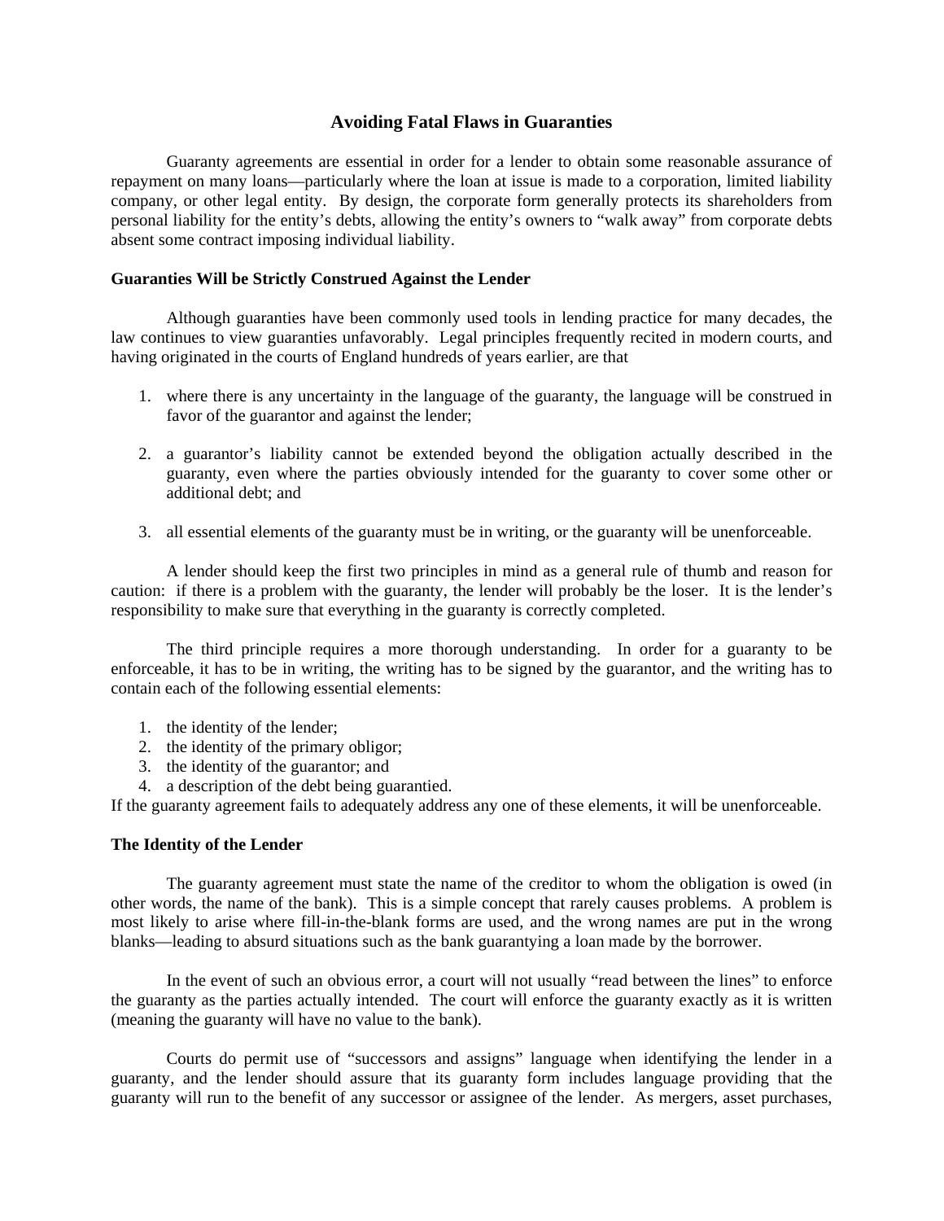# Avoiding Fatal Flaws in Guaranties

Guaranty agreements are essential in order for a lender to obtain some reasonable assurance of repayment on many loans—particularly where the loan at issue is made to a corporation, limited liability company, or other legal entity. By design, the corporate form generally protects its shareholders from personal liability for the entity's debts, allowing the entity's owners to "walk away" from corporate debts absent some contract imposing individual liability.

## Guaranties Will be Strictly Construed Against the Lender

Although guaranties have been commonly used tools in lending practice for many decades, the law continues to view guaranties unfavorably. Legal principles frequently recited in modern courts, and having originated in the courts of England hundreds of years earlier, are that

1. where there is any uncertainty in the language of the guaranty, the language will be construed in favor of the guarantor and against the lender;

2. a guarantor's liability cannot be extended beyond the obligation actually described in the guaranty, even where the parties obviously intended for the guaranty to cover some other or additional debt; and

3. all essential elements of the guaranty must be in writing, or the guaranty will be unenforceable.

A lender should keep the first two principles in mind as a general rule of thumb and reason for caution: if there is a problem with the guaranty, the lender will probably be the loser. It is the lender's responsibility to make sure that everything in the guaranty is correctly completed.

The third principle requires a more thorough understanding. In order for a guaranty to be enforceable, it has to be in writing, the writing has to be signed by the guarantor, and the writing has to contain each of the following essential elements:

1. the identity of the lender;
2. the identity of the primary obligor;
3. the identity of the guarantor; and
4. a description of the debt being guarantied.

If the guaranty agreement fails to adequately address any one of these elements, it will be unenforceable.

## The Identity of the Lender

The guaranty agreement must state the name of the creditor to whom the obligation is owed (in other words, the name of the bank). This is a simple concept that rarely causes problems. A problem is most likely to arise where fill-in-the-blank forms are used, and the wrong names are put in the wrong blanks—leading to absurd situations such as the bank guarantying a loan made by the borrower.

In the event of such an obvious error, a court will not usually "read between the lines" to enforce the guaranty as the parties actually intended. The court will enforce the guaranty exactly as it is written (meaning the guaranty will have no value to the bank).

Courts do permit use of "successors and assigns" language when identifying the lender in a guaranty, and the lender should assure that its guaranty form includes language providing that the guaranty will run to the benefit of any successor or assignee of the lender. As mergers, asset purchases,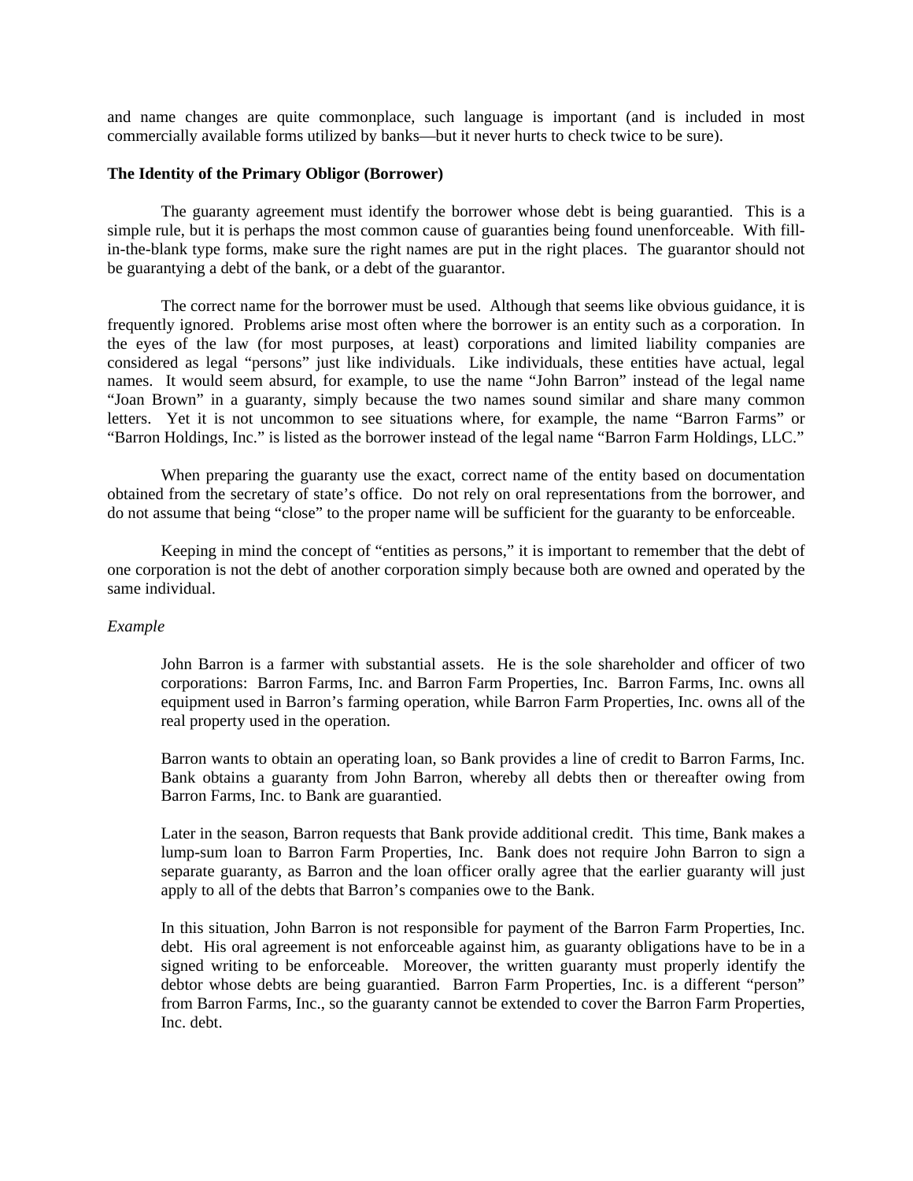and name changes are quite commonplace, such language is important (and is included in most commercially available forms utilized by banks—but it never hurts to check twice to be sure).

**The Identity of the Primary Obligor (Borrower)**

The guaranty agreement must identify the borrower whose debt is being guarantied. This is a simple rule, but it is perhaps the most common cause of guaranties being found unenforceable. With fill-in-the-blank type forms, make sure the right names are put in the right places. The guarantor should not be guarantying a debt of the bank, or a debt of the guarantor.

The correct name for the borrower must be used. Although that seems like obvious guidance, it is frequently ignored. Problems arise most often where the borrower is an entity such as a corporation. In the eyes of the law (for most purposes, at least) corporations and limited liability companies are considered as legal "persons" just like individuals. Like individuals, these entities have actual, legal names. It would seem absurd, for example, to use the name "John Barron" instead of the legal name "Joan Brown" in a guaranty, simply because the two names sound similar and share many common letters. Yet it is not uncommon to see situations where, for example, the name "Barron Farms" or "Barron Holdings, Inc." is listed as the borrower instead of the legal name "Barron Farm Holdings, LLC."

When preparing the guaranty use the exact, correct name of the entity based on documentation obtained from the secretary of state's office. Do not rely on oral representations from the borrower, and do not assume that being "close" to the proper name will be sufficient for the guaranty to be enforceable.

Keeping in mind the concept of "entities as persons," it is important to remember that the debt of one corporation is not the debt of another corporation simply because both are owned and operated by the same individual.

*Example*

> John Barron is a farmer with substantial assets. He is the sole shareholder and officer of two corporations: Barron Farms, Inc. and Barron Farm Properties, Inc. Barron Farms, Inc. owns all equipment used in Barron's farming operation, while Barron Farm Properties, Inc. owns all of the real property used in the operation.
>
> Barron wants to obtain an operating loan, so Bank provides a line of credit to Barron Farms, Inc. Bank obtains a guaranty from John Barron, whereby all debts then or thereafter owing from Barron Farms, Inc. to Bank are guarantied.
>
> Later in the season, Barron requests that Bank provide additional credit. This time, Bank makes a lump-sum loan to Barron Farm Properties, Inc. Bank does not require John Barron to sign a separate guaranty, as Barron and the loan officer orally agree that the earlier guaranty will just apply to all of the debts that Barron's companies owe to the Bank.
>
> In this situation, John Barron is not responsible for payment of the Barron Farm Properties, Inc. debt. His oral agreement is not enforceable against him, as guaranty obligations have to be in a signed writing to be enforceable. Moreover, the written guaranty must properly identify the debtor whose debts are being guarantied. Barron Farm Properties, Inc. is a different "person" from Barron Farms, Inc., so the guaranty cannot be extended to cover the Barron Farm Properties, Inc. debt.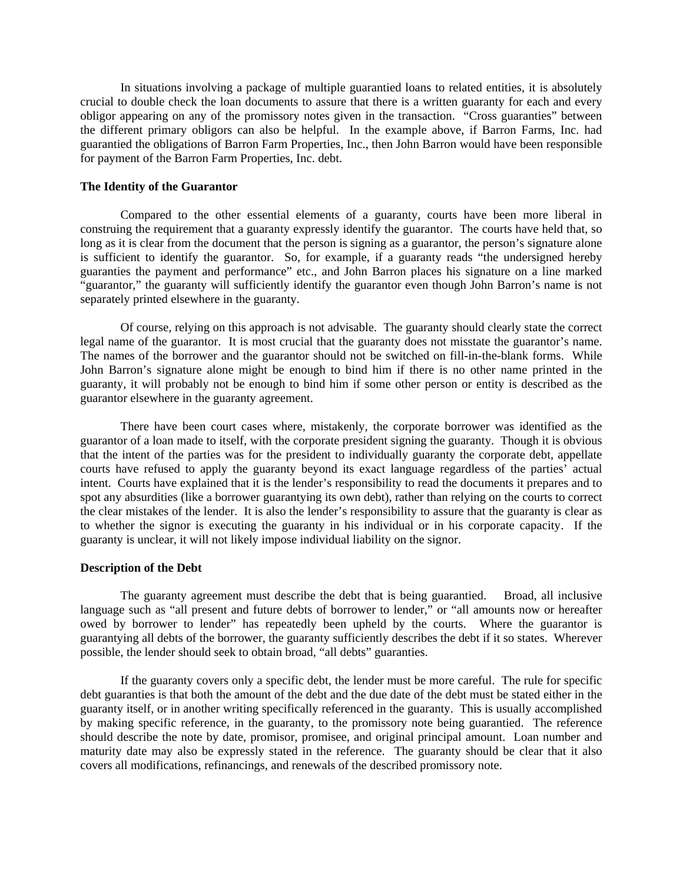In situations involving a package of multiple guarantied loans to related entities, it is absolutely crucial to double check the loan documents to assure that there is a written guaranty for each and every obligor appearing on any of the promissory notes given in the transaction. "Cross guaranties" between the different primary obligors can also be helpful. In the example above, if Barron Farms, Inc. had guarantied the obligations of Barron Farm Properties, Inc., then John Barron would have been responsible for payment of the Barron Farm Properties, Inc. debt.

**The Identity of the Guarantor**

Compared to the other essential elements of a guaranty, courts have been more liberal in construing the requirement that a guaranty expressly identify the guarantor. The courts have held that, so long as it is clear from the document that the person is signing as a guarantor, the person's signature alone is sufficient to identify the guarantor. So, for example, if a guaranty reads "the undersigned hereby guaranties the payment and performance" etc., and John Barron places his signature on a line marked "guarantor," the guaranty will sufficiently identify the guarantor even though John Barron's name is not separately printed elsewhere in the guaranty.

Of course, relying on this approach is not advisable. The guaranty should clearly state the correct legal name of the guarantor. It is most crucial that the guaranty does not misstate the guarantor's name. The names of the borrower and the guarantor should not be switched on fill-in-the-blank forms. While John Barron's signature alone might be enough to bind him if there is no other name printed in the guaranty, it will probably not be enough to bind him if some other person or entity is described as the guarantor elsewhere in the guaranty agreement.

There have been court cases where, mistakenly, the corporate borrower was identified as the guarantor of a loan made to itself, with the corporate president signing the guaranty. Though it is obvious that the intent of the parties was for the president to individually guaranty the corporate debt, appellate courts have refused to apply the guaranty beyond its exact language regardless of the parties' actual intent. Courts have explained that it is the lender's responsibility to read the documents it prepares and to spot any absurdities (like a borrower guarantying its own debt), rather than relying on the courts to correct the clear mistakes of the lender. It is also the lender's responsibility to assure that the guaranty is clear as to whether the signor is executing the guaranty in his individual or in his corporate capacity. If the guaranty is unclear, it will not likely impose individual liability on the signor.

**Description of the Debt**

The guaranty agreement must describe the debt that is being guarantied. Broad, all inclusive language such as "all present and future debts of borrower to lender," or "all amounts now or hereafter owed by borrower to lender" has repeatedly been upheld by the courts. Where the guarantor is guarantying all debts of the borrower, the guaranty sufficiently describes the debt if it so states. Wherever possible, the lender should seek to obtain broad, "all debts" guaranties.

If the guaranty covers only a specific debt, the lender must be more careful. The rule for specific debt guaranties is that both the amount of the debt and the due date of the debt must be stated either in the guaranty itself, or in another writing specifically referenced in the guaranty. This is usually accomplished by making specific reference, in the guaranty, to the promissory note being guarantied. The reference should describe the note by date, promisor, promisee, and original principal amount. Loan number and maturity date may also be expressly stated in the reference. The guaranty should be clear that it also covers all modifications, refinancings, and renewals of the described promissory note.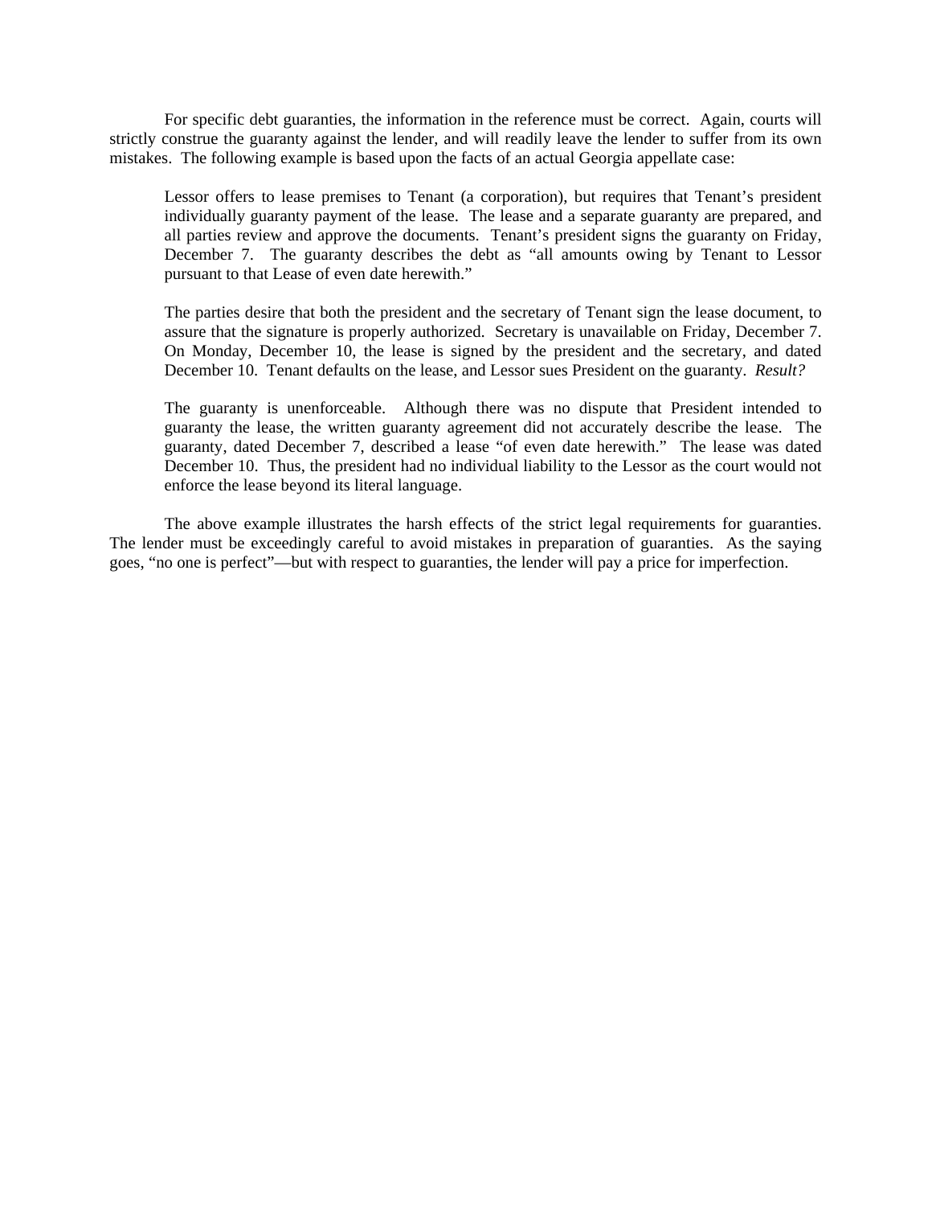For specific debt guaranties, the information in the reference must be correct. Again, courts will strictly construe the guaranty against the lender, and will readily leave the lender to suffer from its own mistakes. The following example is based upon the facts of an actual Georgia appellate case:

> Lessor offers to lease premises to Tenant (a corporation), but requires that Tenant's president individually guaranty payment of the lease. The lease and a separate guaranty are prepared, and all parties review and approve the documents. Tenant's president signs the guaranty on Friday, December 7. The guaranty describes the debt as "all amounts owing by Tenant to Lessor pursuant to that Lease of even date herewith."
>
> The parties desire that both the president and the secretary of Tenant sign the lease document, to assure that the signature is properly authorized. Secretary is unavailable on Friday, December 7. On Monday, December 10, the lease is signed by the president and the secretary, and dated December 10. Tenant defaults on the lease, and Lessor sues President on the guaranty. *Result?*
>
> The guaranty is unenforceable. Although there was no dispute that President intended to guaranty the lease, the written guaranty agreement did not accurately describe the lease. The guaranty, dated December 7, described a lease "of even date herewith." The lease was dated December 10. Thus, the president had no individual liability to the Lessor as the court would not enforce the lease beyond its literal language.

The above example illustrates the harsh effects of the strict legal requirements for guaranties. The lender must be exceedingly careful to avoid mistakes in preparation of guaranties. As the saying goes, "no one is perfect"—but with respect to guaranties, the lender will pay a price for imperfection.